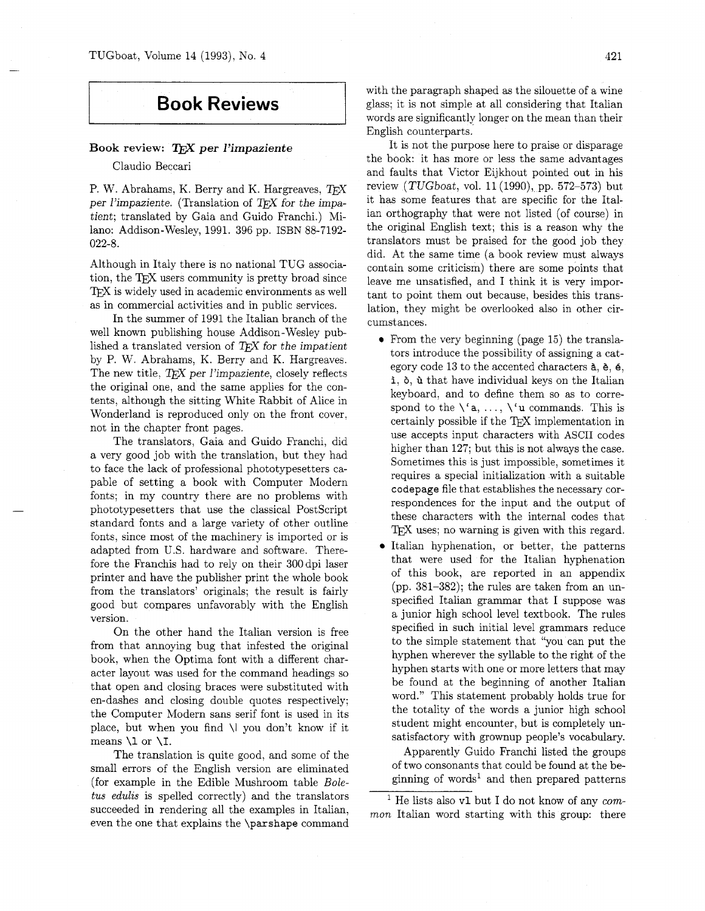# Book Reviews

## Book review: *TeX per l'impaziente*

Claudio Beccari

P. W. Abrahams, K. Berry and K. Hargreaves, *TeX per l'impaziente*. (Translation of *TeX for the impatient*; translated by Gaia and Guido Franchi.) Milano: Addison-Wesley, 1991. 396 pp. ISBN 88-7192-022-8.

Although in Italy there is no national TUG association, the TeX users community is pretty broad since TeX is widely used in academic environments as well as in commercial activities and in public services.

In the summer of 1991 the Italian branch of the well known publishing house Addison-Wesley published a translated version of *TeX for the impatient* by P. W. Abrahams, K. Berry and K. Hargreaves. The new title, *TeX per l'impaziente*, closely reflects the original one, and the same applies for the contents, although the sitting White Rabbit of Alice in Wonderland is reproduced only on the front cover, not in the chapter front pages.

The translators, Gaia and Guido Franchi, did a very good job with the translation, but they had to face the lack of professional phototypesetters capable of setting a book with Computer Modern fonts; in my country there are no problems with phototypesetters that use the classical PostScript standard fonts and a large variety of other outline fonts, since most of the machinery is imported or is adapted from U.S. hardware and software. Therefore the Franchis had to rely on their 300 dpi laser printer and have the publisher print the whole book from the translators' originals; the result is fairly good but compares unfavorably with the English version.

On the other hand the Italian version is free from that annoying bug that infested the original book, when the Optima font with a different character layout was used for the command headings so that open and closing braces were substituted with en-dashes and closing double quotes respectively; the Computer Modern sans serif font is used in its place, but when you find `\l` you don't know if it means `\l` or `\I`.

The translation is quite good, and some of the small errors of the English version are eliminated (for example in the Edible Mushroom table *Boletus edulis* is spelled correctly) and the translators succeeded in rendering all the examples in Italian, even the one that explains the `\parshape` command with the paragraph shaped as the silhouette of a wine glass; it is not simple at all considering that Italian words are significantly longer on the mean than their English counterparts.

It is not the purpose here to praise or disparage the book: it has more or less the same advantages and faults that Victor Eijkhout pointed out in his review (*TUGboat*, vol. 11 (1990), pp. 572–573) but it has some features that are specific for the Italian orthography that were not listed (of course) in the original English text; this is a reason why the translators must be praised for the good job they did. At the same time (a book review must always contain some criticism) there are some points that leave me unsatisfied, and I think it is very important to point them out because, besides this translation, they might be overlooked also in other circumstances.

- From the very beginning (page 15) the translators introduce the possibility of assigning a category code 13 to the accented characters à, è, é, ì, ò, ù that have individual keys on the Italian keyboard, and to define them so as to correspond to the `` \`a ``, ..., `` \`u `` commands. This is certainly possible if the TeX implementation in use accepts input characters with ASCII codes higher than 127; but this is not always the case. Sometimes this is just impossible, sometimes it requires a special initialization with a suitable `codepage` file that establishes the necessary correspondences for the input and the output of these characters with the internal codes that TeX uses; no warning is given with this regard.
- Italian hyphenation, or better, the patterns that were used for the Italian hyphenation of this book, are reported in an appendix (pp. 381–382); the rules are taken from an unspecified Italian grammar that I suppose was a junior high school level textbook. The rules specified in such initial level grammars reduce to the simple statement that "you can put the hyphen wherever the syllable to the right of the hyphen starts with one or more letters that may be found at the beginning of another Italian word." This statement probably holds true for the totality of the words a junior high school student might encounter, but is completely unsatisfactory with grownup people's vocabulary.

  Apparently Guido Franchi listed the groups of two consonants that could be found at the beginning of words[1] and then prepared patterns

[1] He lists also `vl` but I do not know of any *common* Italian word starting with this group: there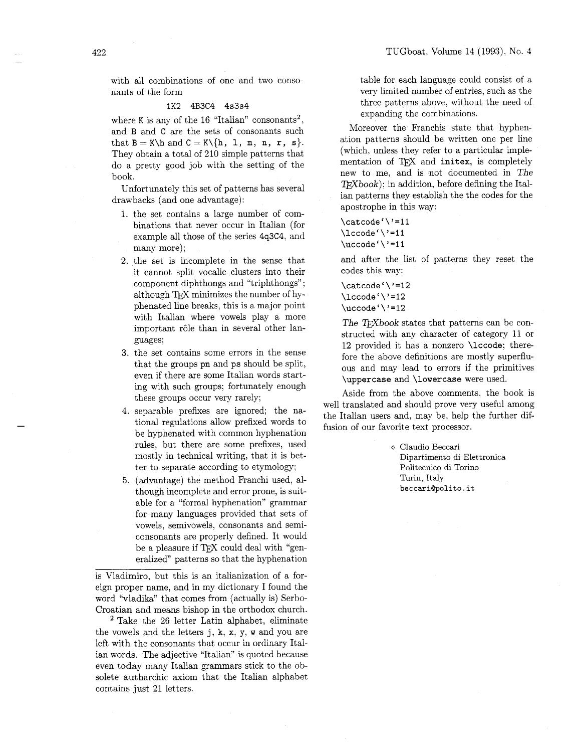with all combinations of one and two consonants of the form

1K2 4B3C4 4s3s4

where K is any of the 16 "Italian" consonants[2], and B and C are the sets of consonants such that B = K\h and C = K\{h, l, m, n, r, s}. They obtain a total of 210 simple patterns that do a pretty good job with the setting of the book.

Unfortunately this set of patterns has several drawbacks (and one advantage):

1. the set contains a large number of combinations that never occur in Italian (for example all those of the series 4q3C4, and many more);
2. the set is incomplete in the sense that it cannot split vocalic clusters into their component diphthongs and "triphthongs"; although TEX minimizes the number of hyphenated line breaks, this is a major point with Italian where vowels play a more important rôle than in several other languages;
3. the set contains some errors in the sense that the groups pn and ps should be split, even if there are some Italian words starting with such groups; fortunately enough these groups occur very rarely;
4. separable prefixes are ignored; the national regulations allow prefixed words to be hyphenated with common hyphenation rules, but there are some prefixes, used mostly in technical writing, that it is better to separate according to etymology;
5. (advantage) the method Franchi used, although incomplete and error prone, is suitable for a "formal hyphenation" grammar for many languages provided that sets of vowels, semivowels, consonants and semiconsonants are properly defined. It would be a pleasure if TEX could deal with "generalized" patterns so that the hyphenation table for each language could consist of a very limited number of entries, such as the three patterns above, without the need of expanding the combinations.

Moreover the Franchis state that hyphenation patterns should be written one per line (which, unless they refer to a particular implementation of TEX and `initex`, is completely new to me, and is not documented in *The TEXbook*); in addition, before defining the Italian patterns they establish the the codes for the apostrophe in this way:

```
\catcode`\'=11
\lccode`\'=11
\uccode`\'=11
```

and after the list of patterns they reset the codes this way:

```
\catcode`\'=12
\lccode`\'=12
\uccode`\'=12
```

*The TEXbook* states that patterns can be constructed with any character of category 11 or 12 provided it has a nonzero `\lccode`; therefore the above definitions are mostly superfluous and may lead to errors if the primitives `\uppercase` and `\lowercase` were used.

Aside from the above comments, the book is well translated and should prove very useful among the Italian users and, may be, help the further diffusion of our favorite text processor.

◇ Claudio Beccari
Dipartimento di Elettronica
Politecnico di Torino
Turin, Italy
beccari@polito.it

---

is Vladimiro, but this is an italianization of a foreign proper name, and in my dictionary I found the word "vladika" that comes from (actually is) Serbo-Croatian and means bishop in the orthodox church.

[2] Take the 26 letter Latin alphabet, eliminate the vowels and the letters j, k, x, y, w and you are left with the consonants that occur in ordinary Italian words. The adjective "Italian" is quoted because even today many Italian grammars stick to the obsolete autharchic axiom that the Italian alphabet contains just 21 letters.